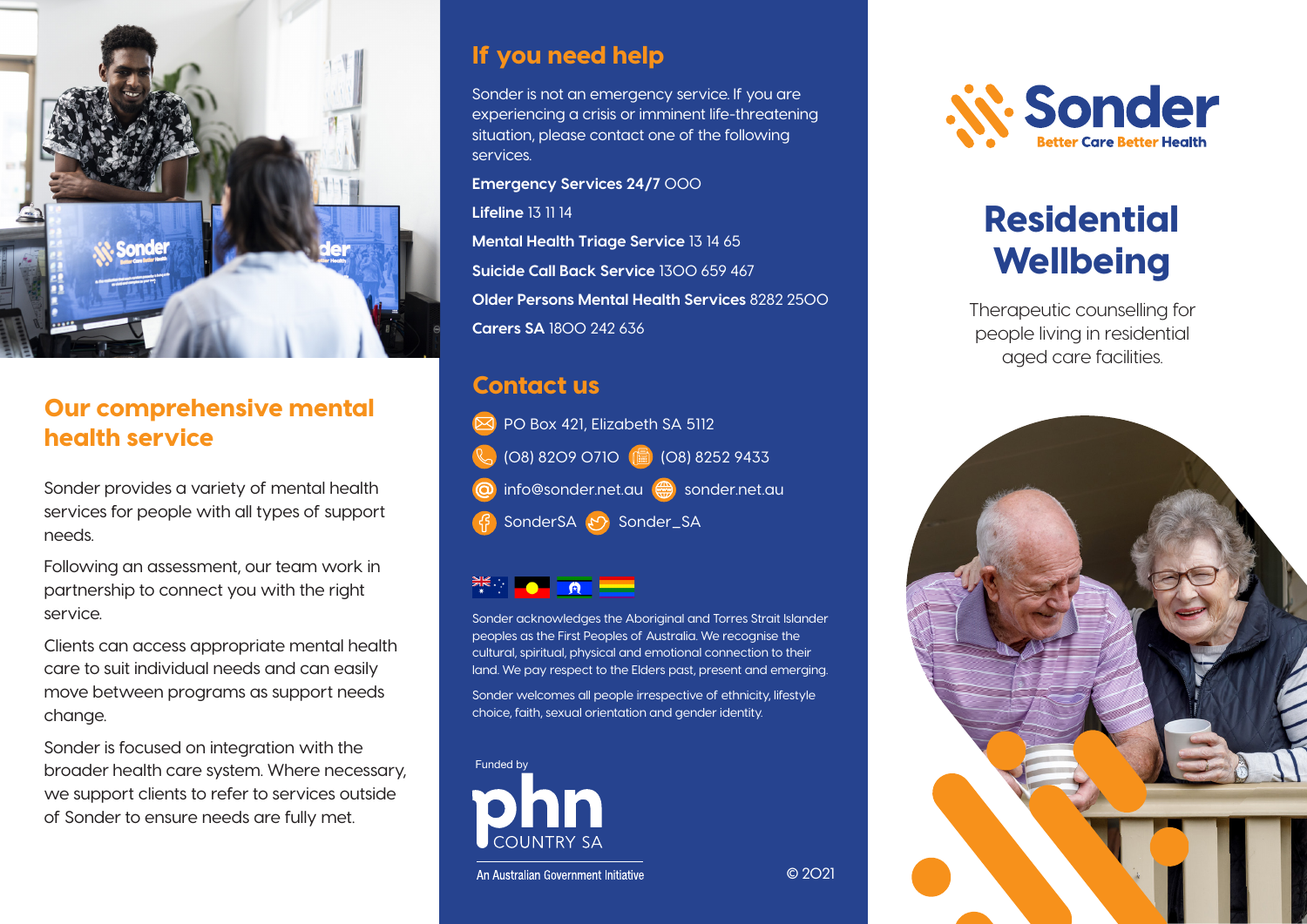## Our comprehensive mental health service

Sonder provides a variety of mental health services for people with all types of support needs.

Following an assessment, our team work in partnership to connect you with the right service.

Clients can access appropriate mental health care to suit individual needs and can easily move between programs as support needs change.

Sonder is focused on integration with the broader health care system. Where necessary, we support clients to refer to services outside of Sonder to ensure needs are fully met.

## If you need help

Sonder is not an emergency service. If you are experiencing a crisis or imminent life-threatening situation, please contact one of the following services.

**Emergency Services 24/7** 000

**Lifeline** 13 11 14

**Mental Health Triage Service** 13 14 65

**Suicide Call Back Service** 1300 659 467

**Older Persons Mental Health Services** 8282 2500

**Carers SA** 1800 242 636

## Contact us

PO Box 421, Elizabeth SA 5112

(08) 8209 0710 (08) 8252 9433

info@sonder.net.au sonder.net.au

SonderSA Sonder_SA

Sonder acknowledges the Aboriginal and Torres Strait Islander peoples as the First Peoples of Australia. We recognise the cultural, spiritual, physical and emotional connection to their land. We pay respect to the Elders past, present and emerging.

Sonder welcomes all people irrespective of ethnicity, lifestyle choice, faith, sexual orientation and gender identity.

Funded by

phn COUNTRY SA

An Australian Government Initiative

© 2021

Sonder

Better Care Better Health

# Residential Wellbeing

Therapeutic counselling for people living in residential aged care facilities.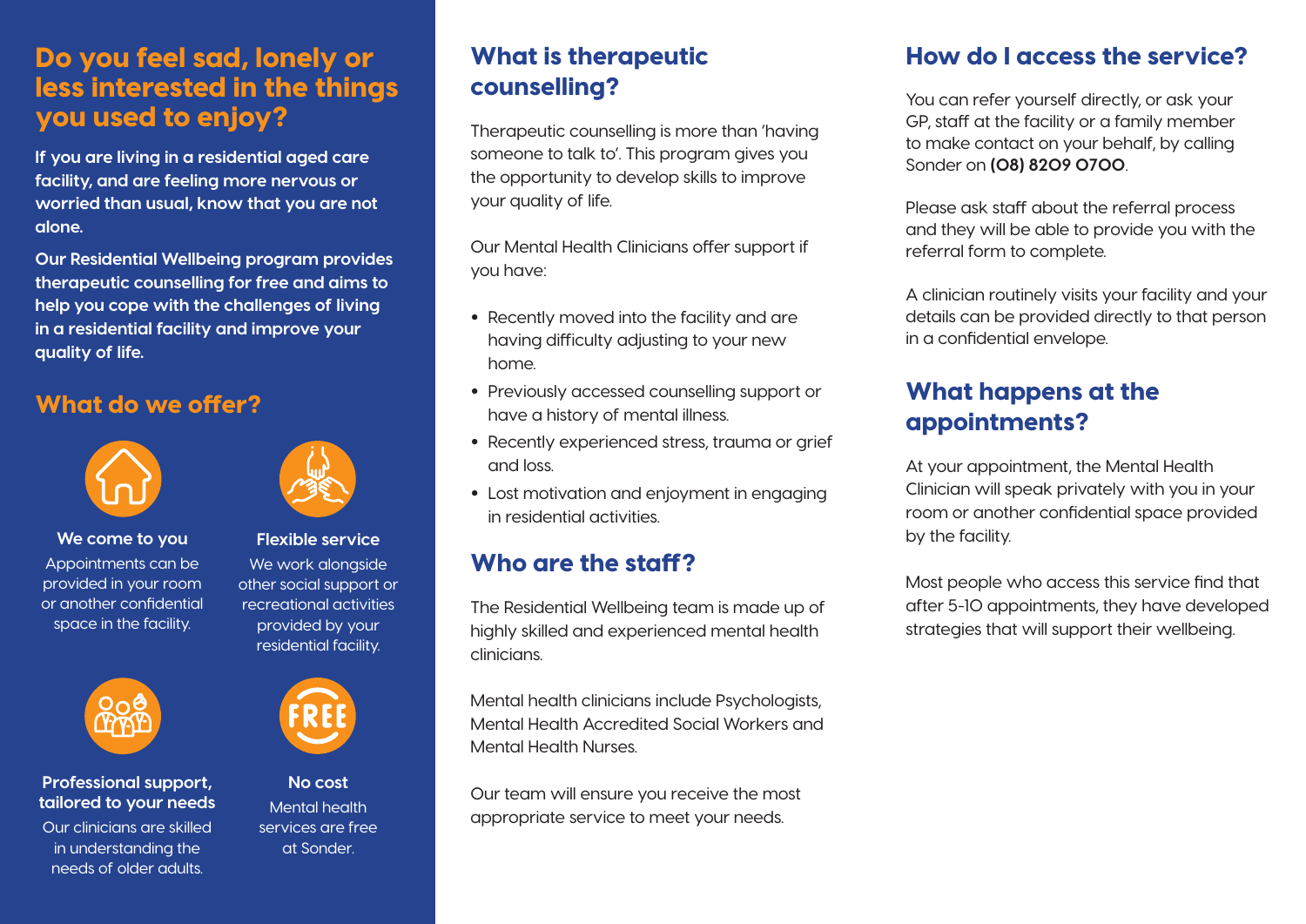## Do you feel sad, lonely or less interested in the things you used to enjoy?

**If you are living in a residential aged care facility, and are feeling more nervous or worried than usual, know that you are not alone.**

**Our Residential Wellbeing program provides therapeutic counselling for free and aims to help you cope with the challenges of living in a residential facility and improve your quality of life.**

## What do we offer?

**We come to you**
Appointments can be provided in your room or another confidential space in the facility.

**Flexible service**
We work alongside other social support or recreational activities provided by your residential facility.

**Professional support, tailored to your needs**
Our clinicians are skilled in understanding the needs of older adults.

**No cost**
Mental health services are free at Sonder.

## What is therapeutic counselling?

Therapeutic counselling is more than 'having someone to talk to'. This program gives you the opportunity to develop skills to improve your quality of life.

Our Mental Health Clinicians offer support if you have:

- Recently moved into the facility and are having difficulty adjusting to your new home.
- Previously accessed counselling support or have a history of mental illness.
- Recently experienced stress, trauma or grief and loss.
- Lost motivation and enjoyment in engaging in residential activities.

## Who are the staff?

The Residential Wellbeing team is made up of highly skilled and experienced mental health clinicians.

Mental health clinicians include Psychologists, Mental Health Accredited Social Workers and Mental Health Nurses.

Our team will ensure you receive the most appropriate service to meet your needs.

## How do I access the service?

You can refer yourself directly, or ask your GP, staff at the facility or a family member to make contact on your behalf, by calling Sonder on **(08) 8209 0700**.

Please ask staff about the referral process and they will be able to provide you with the referral form to complete.

A clinician routinely visits your facility and your details can be provided directly to that person in a confidential envelope.

## What happens at the appointments?

At your appointment, the Mental Health Clinician will speak privately with you in your room or another confidential space provided by the facility.

Most people who access this service find that after 5-10 appointments, they have developed strategies that will support their wellbeing.